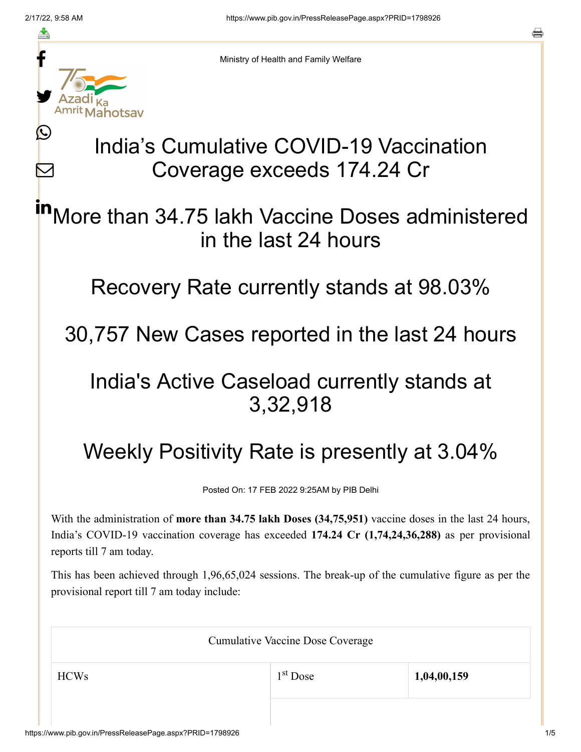Ministry of Health and Family Welfare

# India's Cumulative COVID-19 Vaccination Coverage exceeds 174.24 Cr

## More than 34.75 lakh Vaccine Doses administered in the last 24 hours

## Recovery Rate currently stands at 98.03%

## 30,757 New Cases reported in the last 24 hours

## India's Active Caseload currently stands at 3,32,918

## Weekly Positivity Rate is presently at 3.04%

Posted On: 17 FEB 2022 9:25AM by PIB Delhi

With the administration of **more than 34.75 lakh Doses (34,75,951)** vaccine doses in the last 24 hours, India's COVID-19 vaccination coverage has exceeded **174.24 Cr (1,74,24,36,288)** as per provisional reports till 7 am today.

This has been achieved through 1,96,65,024 sessions. The break-up of the cumulative figure as per the provisional report till 7 am today include:

| Cumulative Vaccine Dose Coverage | | |
|---|---|---|
| HCWs | 1st Dose | **1,04,00,159** |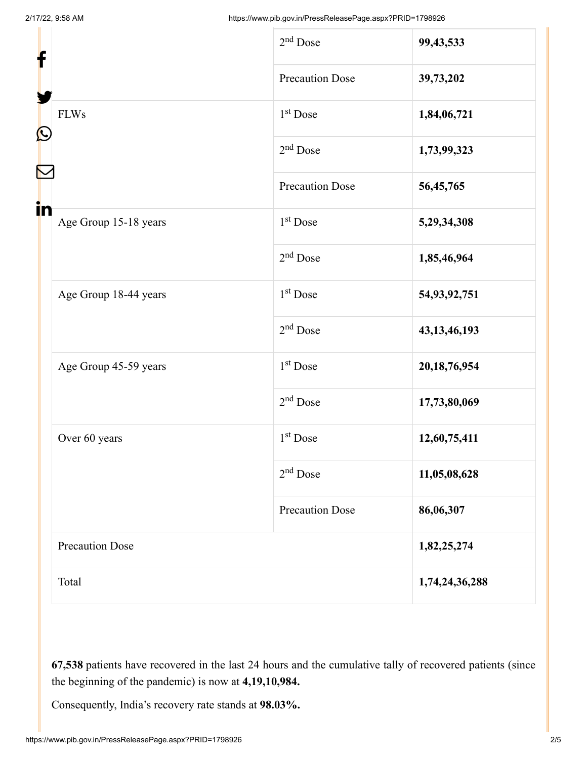| | | |
|---|---|---|
| | 2nd Dose | **99,43,533** |
| | Precaution Dose | **39,73,202** |
| FLWs | 1st Dose | **1,84,06,721** |
| | 2nd Dose | **1,73,99,323** |
| | Precaution Dose | **56,45,765** |
| Age Group 15-18 years | 1st Dose | **5,29,34,308** |
| | 2nd Dose | **1,85,46,964** |
| Age Group 18-44 years | 1st Dose | **54,93,92,751** |
| | 2nd Dose | **43,13,46,193** |
| Age Group 45-59 years | 1st Dose | **20,18,76,954** |
| | 2nd Dose | **17,73,80,069** |
| Over 60 years | 1st Dose | **12,60,75,411** |
| | 2nd Dose | **11,05,08,628** |
| | Precaution Dose | **86,06,307** |
| Precaution Dose | | **1,82,25,274** |
| Total | | **1,74,24,36,288** |

**67,538** patients have recovered in the last 24 hours and the cumulative tally of recovered patients (since the beginning of the pandemic) is now at **4,19,10,984.**

Consequently, India's recovery rate stands at **98.03%.**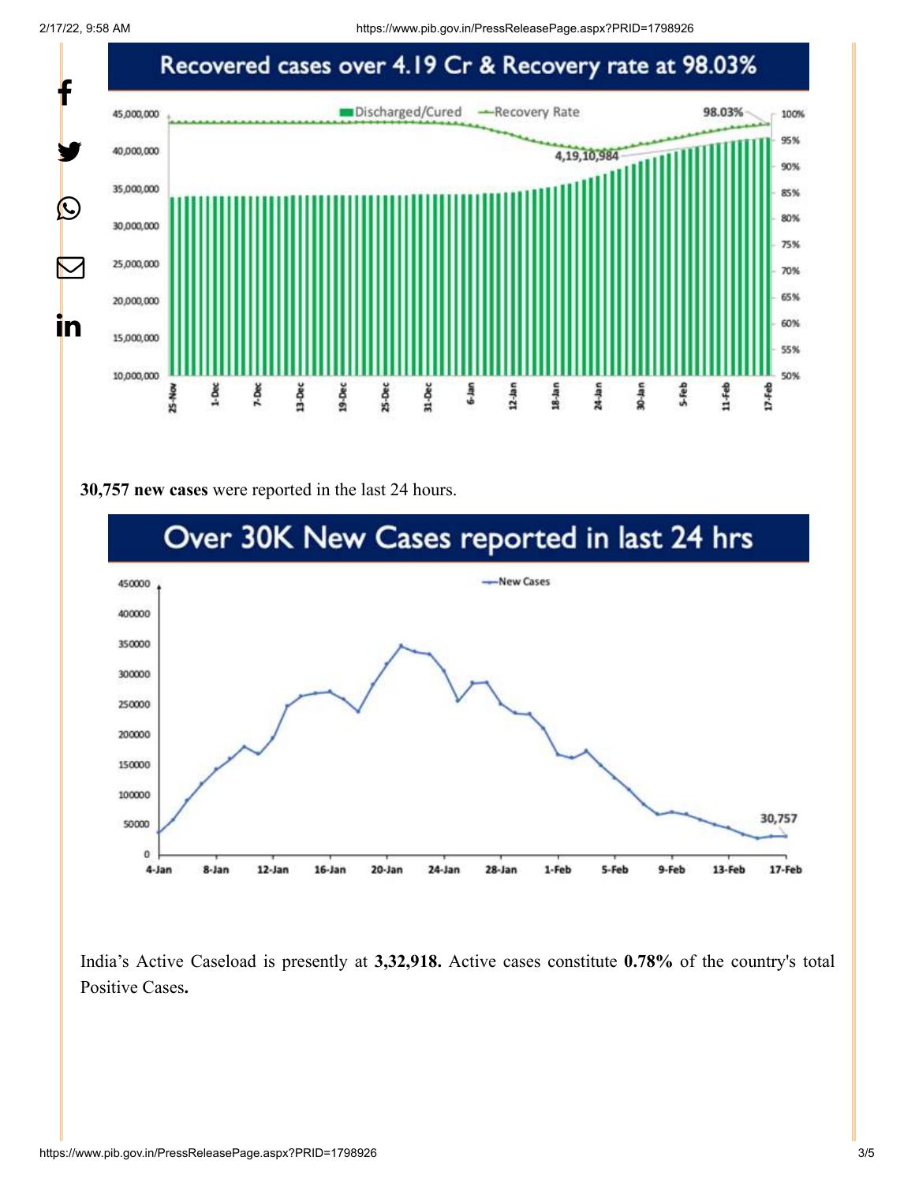30,757 new cases were reported in the last 24 hours.

India's Active Caseload is presently at **3,32,918.** Active cases constitute **0.78%** of the country's total Positive Cases**.**

**30,757 new cases** were reported in the last 24 hours.

India's Active Caseload is presently at **3,32,918.** Active cases constitute **0.78%** of the country's total Positive Cases**.**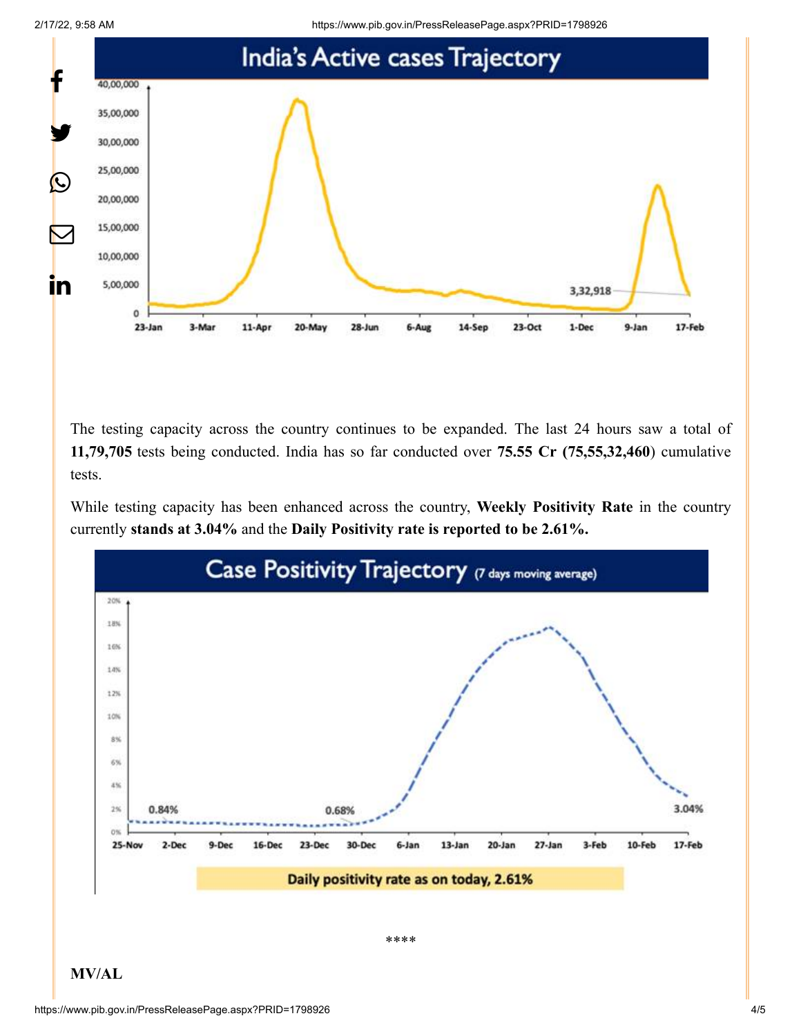## India's Active cases Trajectory

The testing capacity across the country continues to be expanded. The last 24 hours saw a total of **11,79,705** tests being conducted. India has so far conducted over **75.55 Cr (75,55,32,460**) cumulative tests.

While testing capacity has been enhanced across the country, **Weekly Positivity Rate** in the country currently **stands at 3.04%** and the **Daily Positivity rate is reported to be 2.61%.**

## Case Positivity Trajectory (7 days moving average)

Daily positivity rate as on today, 2.61%

****

**MV/AL**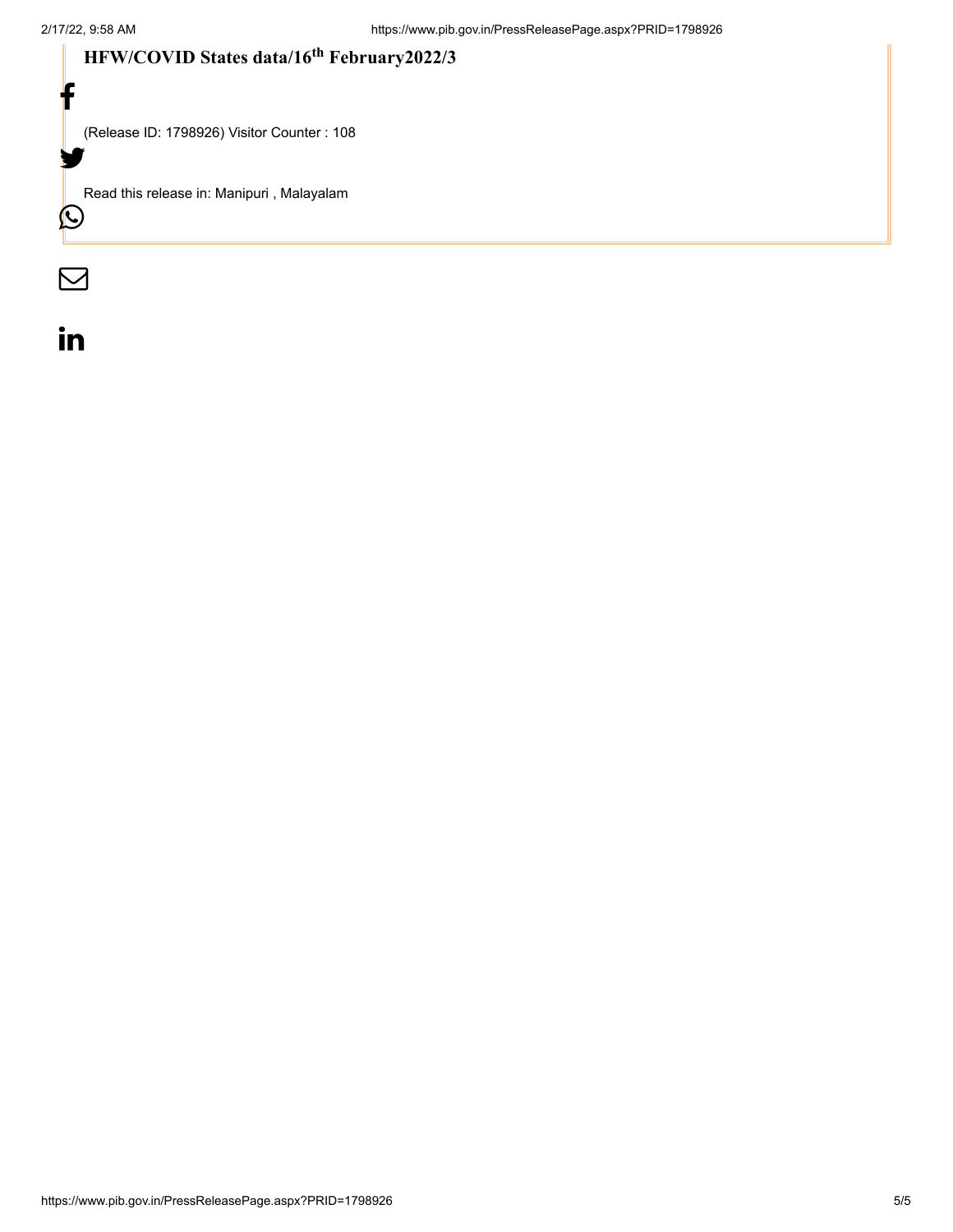**HFW/COVID States data/16th February2022/3**

(Release ID: 1798926) Visitor Counter : 108

Read this release in: Manipuri , Malayalam